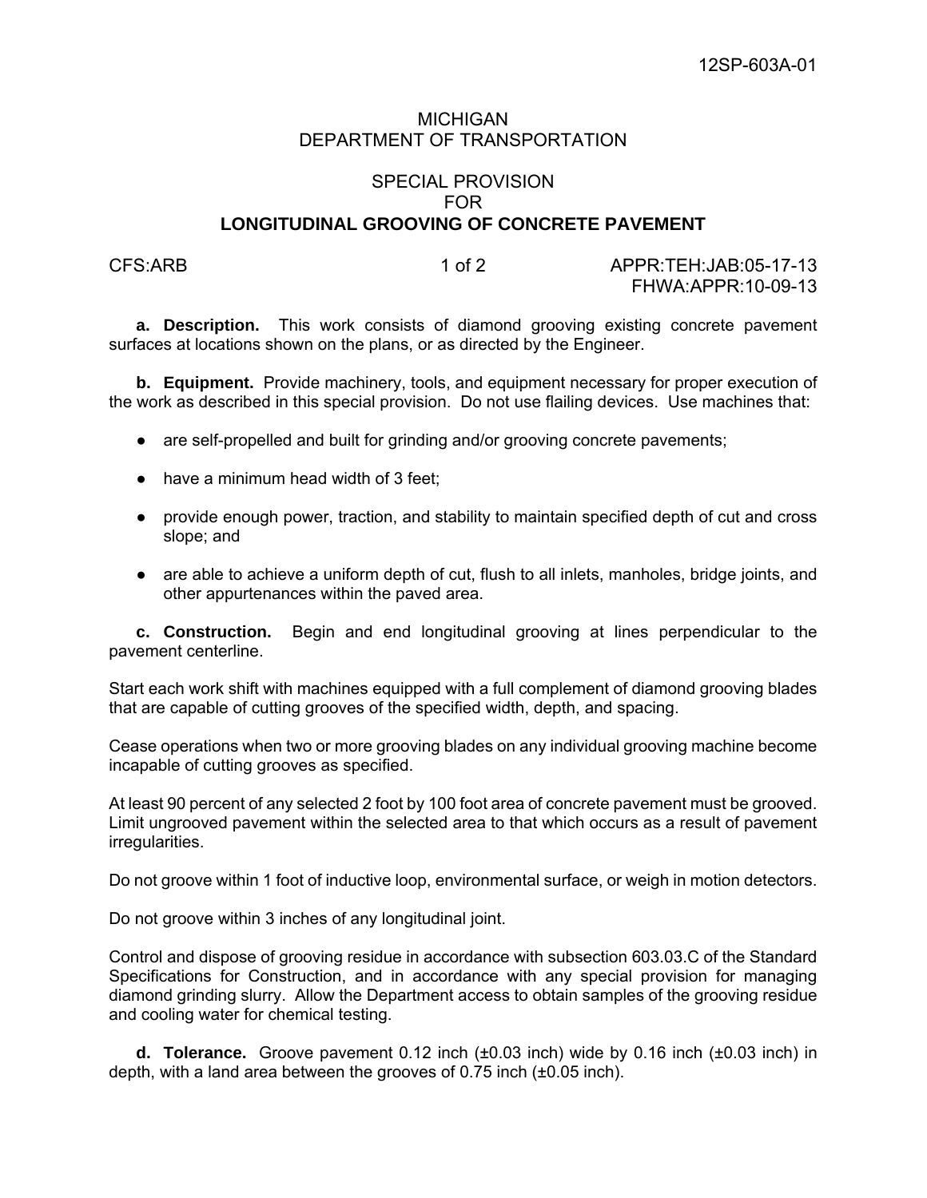12SP-603A-01

MICHIGAN
DEPARTMENT OF TRANSPORTATION

SPECIAL PROVISION
FOR
**LONGITUDINAL GROOVING OF CONCRETE PAVEMENT**

CFS:ARB APPR:TEH:JAB:05-17-13
FHWA:APPR:10-09-13

**a. Description.** This work consists of diamond grooving existing concrete pavement surfaces at locations shown on the plans, or as directed by the Engineer.

**b. Equipment.** Provide machinery, tools, and equipment necessary for proper execution of the work as described in this special provision. Do not use flailing devices. Use machines that:

- are self-propelled and built for grinding and/or grooving concrete pavements;
- have a minimum head width of 3 feet;
- provide enough power, traction, and stability to maintain specified depth of cut and cross slope; and
- are able to achieve a uniform depth of cut, flush to all inlets, manholes, bridge joints, and other appurtenances within the paved area.

**c. Construction.** Begin and end longitudinal grooving at lines perpendicular to the pavement centerline.

Start each work shift with machines equipped with a full complement of diamond grooving blades that are capable of cutting grooves of the specified width, depth, and spacing.

Cease operations when two or more grooving blades on any individual grooving machine become incapable of cutting grooves as specified.

At least 90 percent of any selected 2 foot by 100 foot area of concrete pavement must be grooved. Limit ungrooved pavement within the selected area to that which occurs as a result of pavement irregularities.

Do not groove within 1 foot of inductive loop, environmental surface, or weigh in motion detectors.

Do not groove within 3 inches of any longitudinal joint.

Control and dispose of grooving residue in accordance with subsection 603.03.C of the Standard Specifications for Construction, and in accordance with any special provision for managing diamond grinding slurry. Allow the Department access to obtain samples of the grooving residue and cooling water for chemical testing.

**d. Tolerance.** Groove pavement 0.12 inch (±0.03 inch) wide by 0.16 inch (±0.03 inch) in depth, with a land area between the grooves of 0.75 inch (±0.05 inch).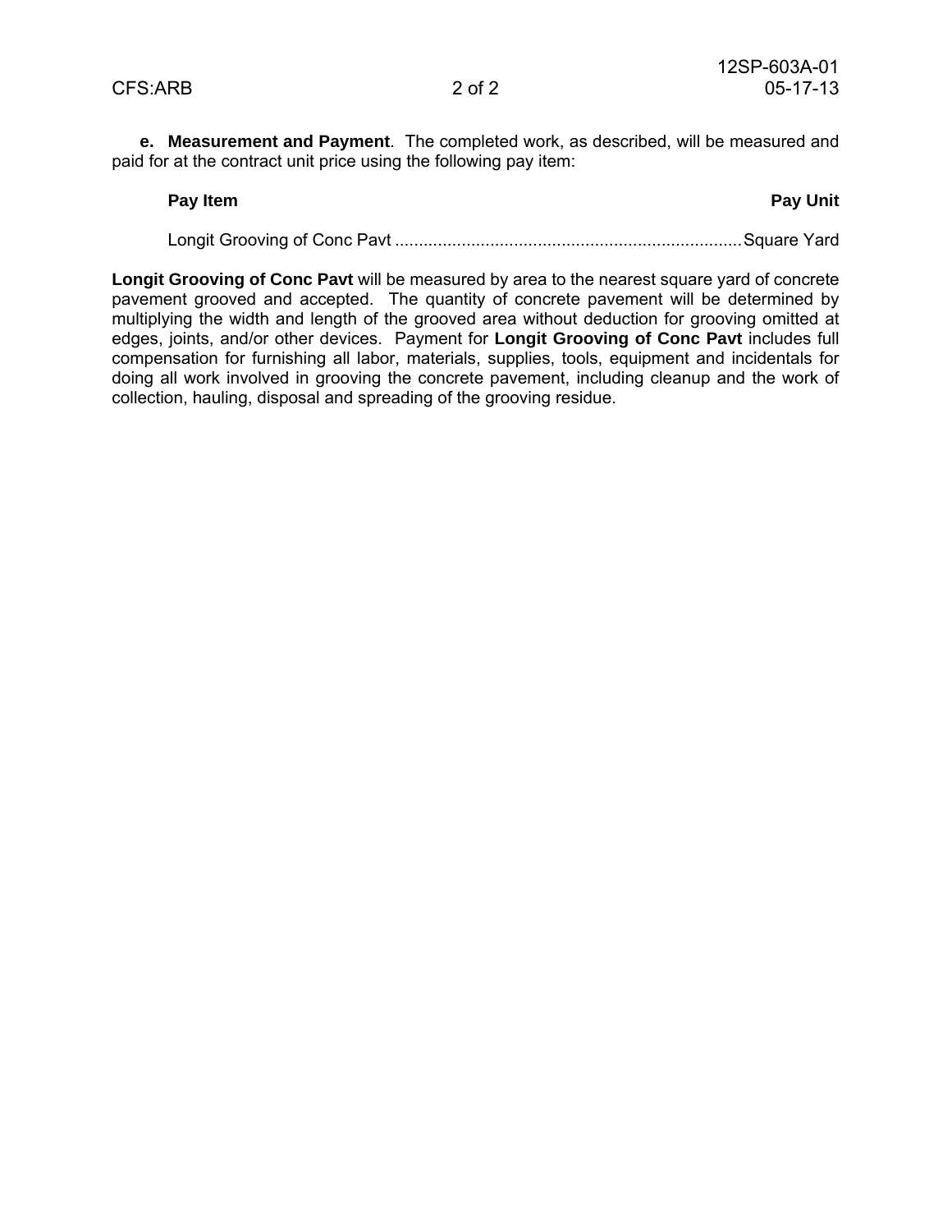**e. Measurement and Payment**. The completed work, as described, will be measured and paid for at the contract unit price using the following pay item:

| Pay Item | Pay Unit |
| --- | --- |
| Longit Grooving of Conc Pavt | Square Yard |

**Longit Grooving of Conc Pavt** will be measured by area to the nearest square yard of concrete pavement grooved and accepted. The quantity of concrete pavement will be determined by multiplying the width and length of the grooved area without deduction for grooving omitted at edges, joints, and/or other devices. Payment for **Longit Grooving of Conc Pavt** includes full compensation for furnishing all labor, materials, supplies, tools, equipment and incidentals for doing all work involved in grooving the concrete pavement, including cleanup and the work of collection, hauling, disposal and spreading of the grooving residue.